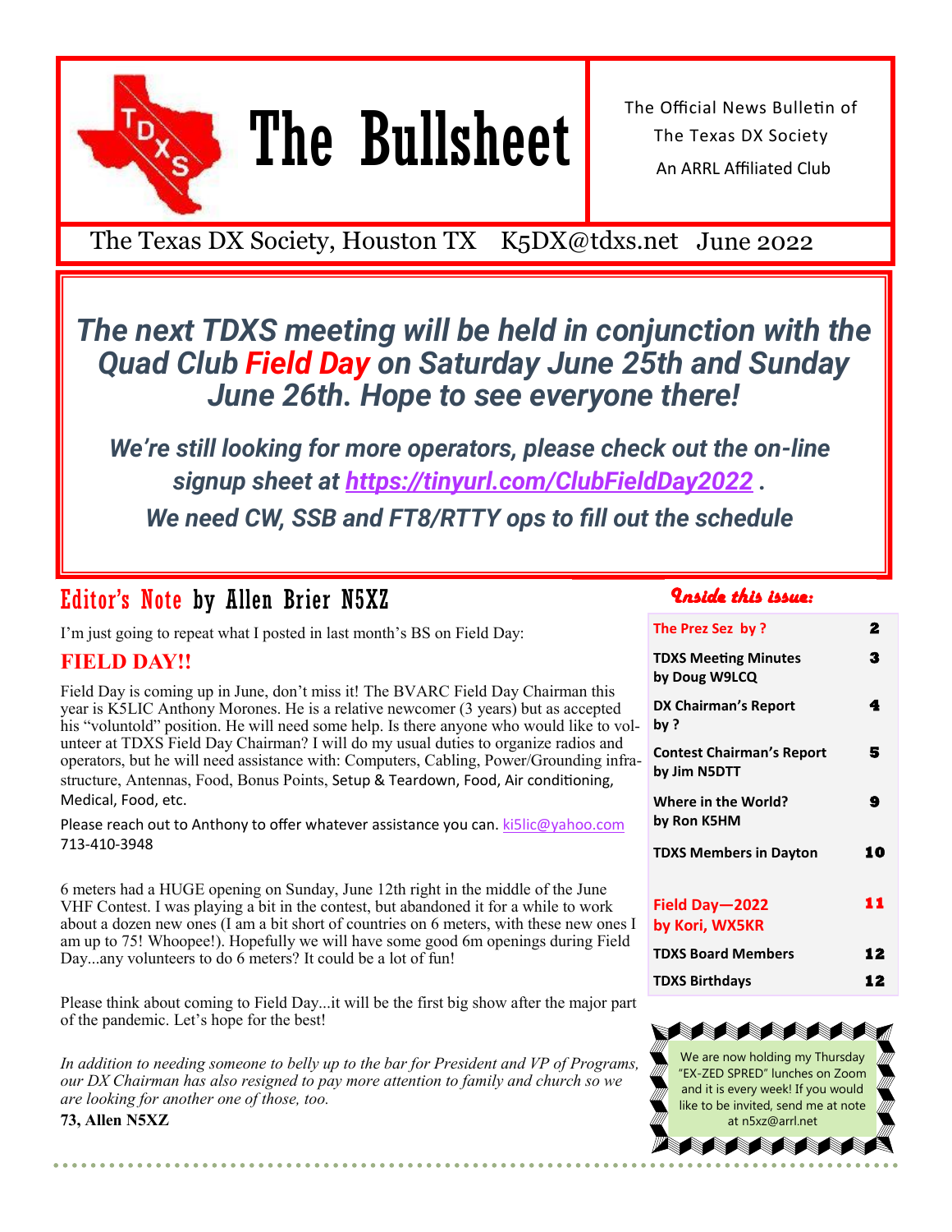# The Bullsheet

The Official News Bulletin of
The Texas DX Society
An ARRL Affiliated Club

The Texas DX Society, Houston TX K5DX@tdxs.net June 2022

***The next TDXS meeting will be held in conjunction with the Quad Club Field Day on Saturday June 25th and Sunday June 26th. Hope to see everyone there!***

***We're still looking for more operators, please check out the on-line signup sheet at https://tinyurl.com/ClubFieldDay2022 .***
***We need CW, SSB and FT8/RTTY ops to fill out the schedule***

## Editor's Note by Allen Brier N5XZ

I'm just going to repeat what I posted in last month's BS on Field Day:

### FIELD DAY!!

Field Day is coming up in June, don't miss it! The BVARC Field Day Chairman this year is K5LIC Anthony Morones. He is a relative newcomer (3 years) but as accepted his "voluntold" position. He will need some help. Is there anyone who would like to volunteer at TDXS Field Day Chairman? I will do my usual duties to organize radios and operators, but he will need assistance with: Computers, Cabling, Power/Grounding infrastructure, Antennas, Food, Bonus Points, Setup & Teardown, Food, Air conditioning, Medical, Food, etc.

Please reach out to Anthony to offer whatever assistance you can. ki5lic@yahoo.com 713-410-3948

6 meters had a HUGE opening on Sunday, June 12th right in the middle of the June VHF Contest. I was playing a bit in the contest, but abandoned it for a while to work about a dozen new ones (I am a bit short of countries on 6 meters, with these new ones I am up to 75! Whoopee!). Hopefully we will have some good 6m openings during Field Day...any volunteers to do 6 meters? It could be a lot of fun!

Please think about coming to Field Day...it will be the first big show after the major part of the pandemic. Let's hope for the best!

*In addition to needing someone to belly up to the bar for President and VP of Programs, our DX Chairman has also resigned to pay more attention to family and church so we are looking for another one of those, too.*

**73, Allen N5XZ**

### Inside this issue:

| | |
|---|---|
| The Prez Sez by ? | 2 |
| TDXS Meeting Minutes by Doug W9LCQ | 3 |
| DX Chairman's Report by ? | 4 |
| Contest Chairman's Report by Jim N5DTT | 5 |
| Where in the World? by Ron K5HM | 9 |
| TDXS Members in Dayton | 10 |
| Field Day—2022 by Kori, WX5KR | 11 |
| TDXS Board Members | 12 |
| TDXS Birthdays | 12 |

We are now holding my Thursday "EX-ZED SPRED" lunches on Zoom and it is every week! If you would like to be invited, send me at note at n5xz@arrl.net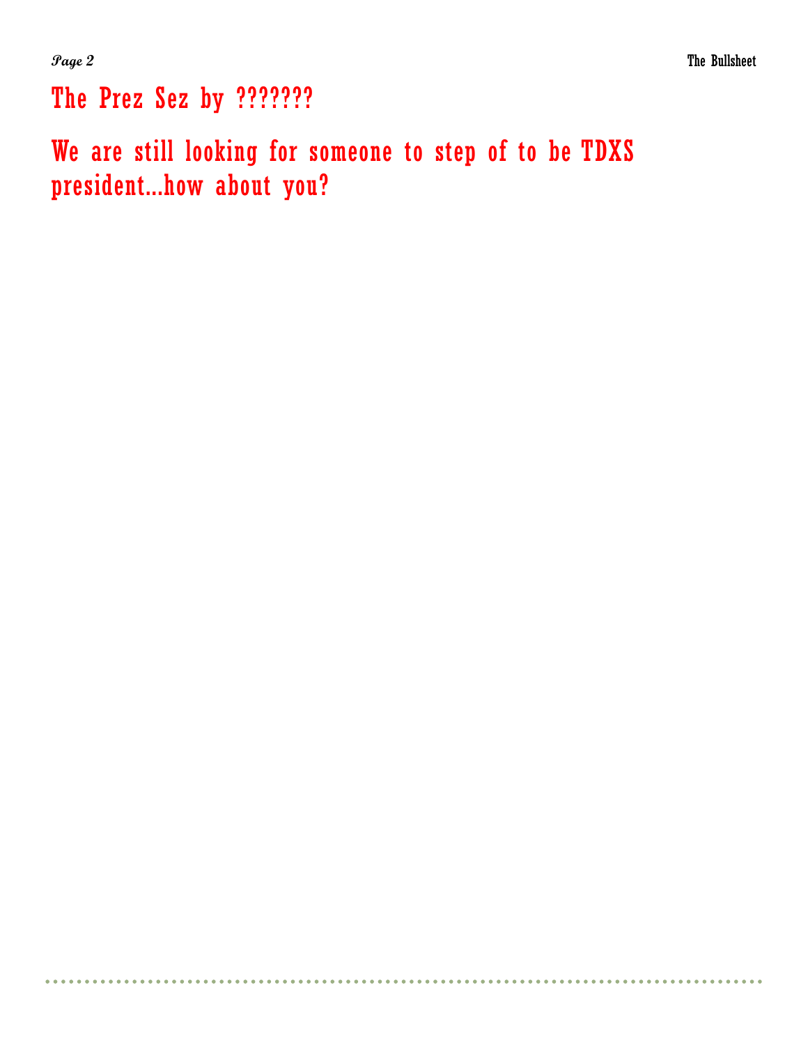# The Prez Sez by ???????

## We are still looking for someone to step of to be TDXS president…how about you?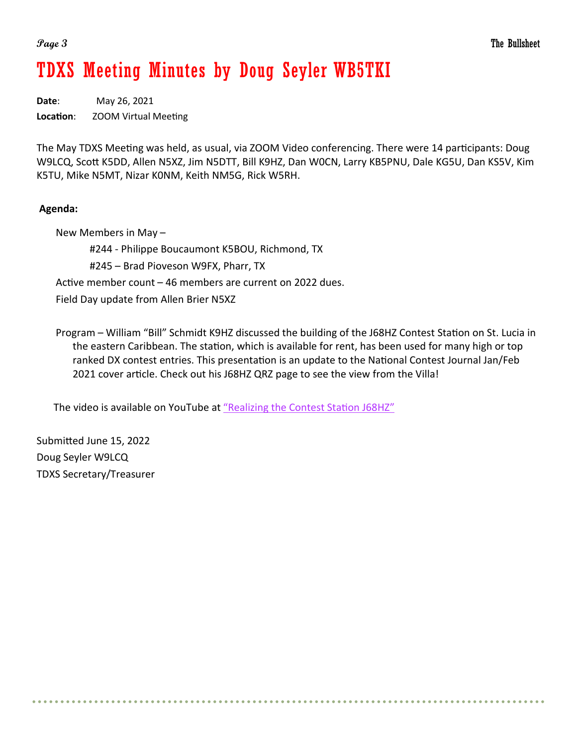# TDXS Meeting Minutes by Doug Seyler WB5TKI

**Date**: May 26, 2021

**Location**: ZOOM Virtual Meeting

The May TDXS Meeting was held, as usual, via ZOOM Video conferencing. There were 14 participants: Doug W9LCQ, Scott K5DD, Allen N5XZ, Jim N5DTT, Bill K9HZ, Dan W0CN, Larry KB5PNU, Dale KG5U, Dan KS5V, Kim K5TU, Mike N5MT, Nizar K0NM, Keith NM5G, Rick W5RH.

**Agenda:**

New Members in May –

#244 - Philippe Boucaumont K5BOU, Richmond, TX

#245 – Brad Pioveson W9FX, Pharr, TX

Active member count – 46 members are current on 2022 dues.

Field Day update from Allen Brier N5XZ

Program – William "Bill" Schmidt K9HZ discussed the building of the J68HZ Contest Station on St. Lucia in the eastern Caribbean. The station, which is available for rent, has been used for many high or top ranked DX contest entries. This presentation is an update to the National Contest Journal Jan/Feb 2021 cover article. Check out his J68HZ QRZ page to see the view from the Villa!

The video is available on YouTube at "Realizing the Contest Station J68HZ"

Submitted June 15, 2022

Doug Seyler W9LCQ

TDXS Secretary/Treasurer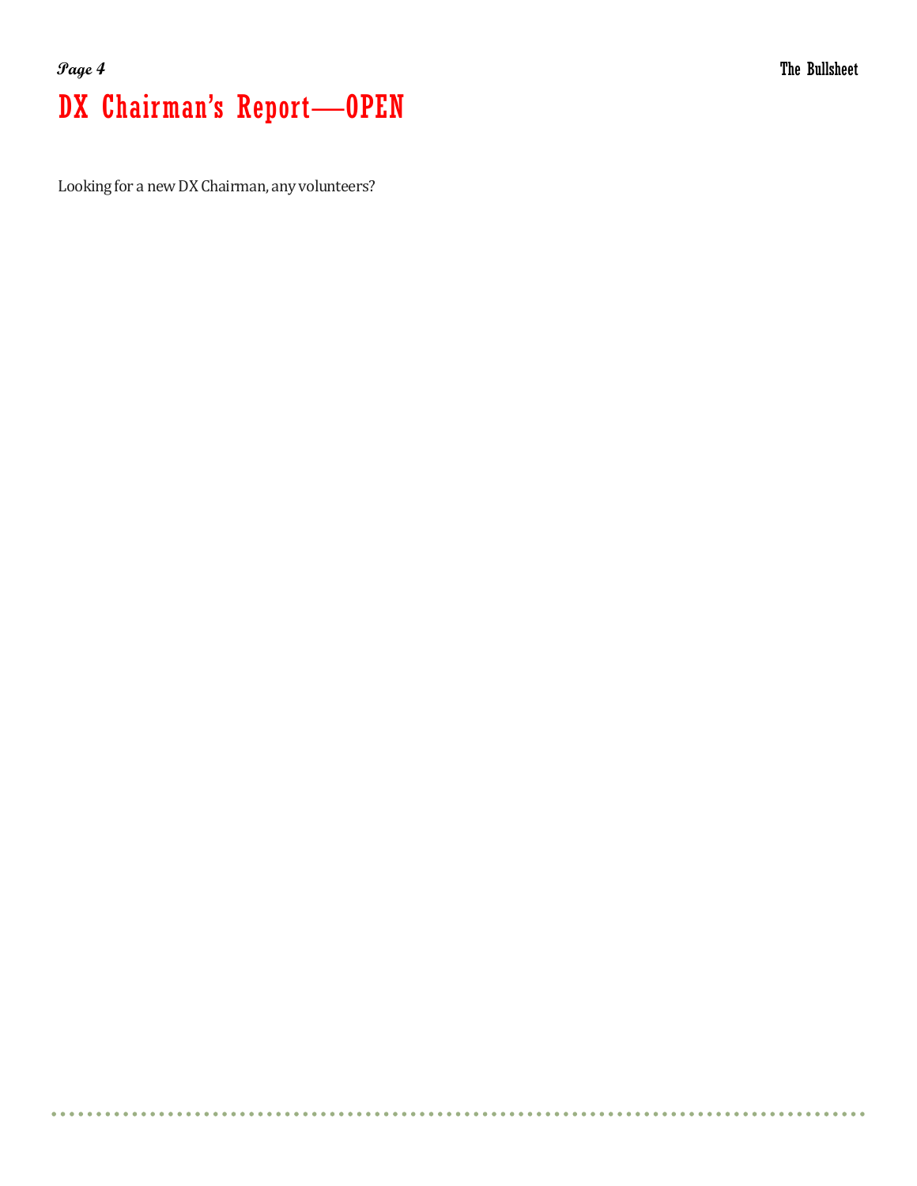# DX Chairman's Report—OPEN

Looking for a new DX Chairman, any volunteers?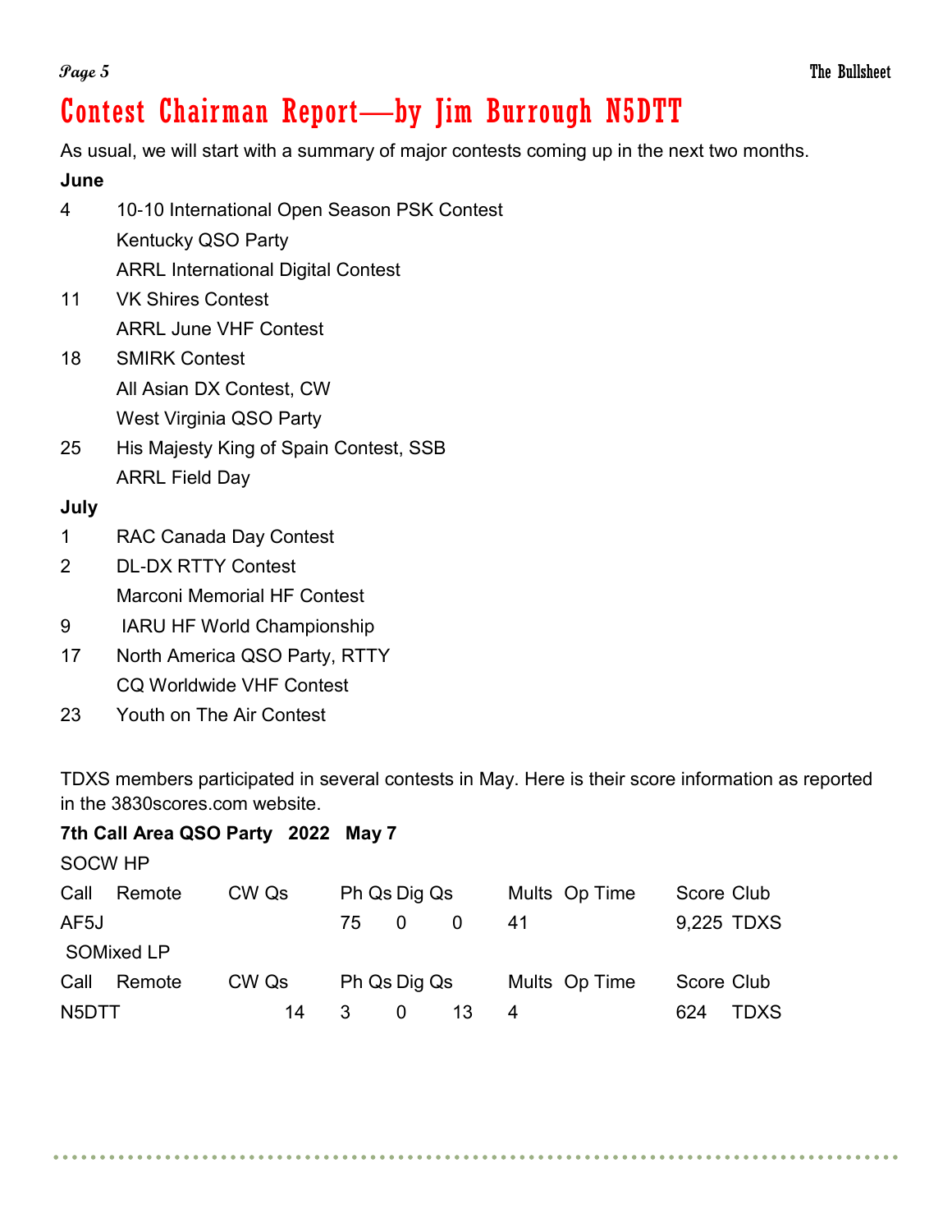# Contest Chairman Report—by Jim Burrough N5DTT

As usual, we will start with a summary of major contests coming up in the next two months.

**June**

| | |
|---|---|
| 4 | 10-10 International Open Season PSK Contest |
| | Kentucky QSO Party |
| | ARRL International Digital Contest |
| 11 | VK Shires Contest |
| | ARRL June VHF Contest |
| 18 | SMIRK Contest |
| | All Asian DX Contest, CW |
| | West Virginia QSO Party |
| 25 | His Majesty King of Spain Contest, SSB |
| | ARRL Field Day |

**July**

| | |
|---|---|
| 1 | RAC Canada Day Contest |
| 2 | DL-DX RTTY Contest |
| | Marconi Memorial HF Contest |
| 9 | IARU HF World Championship |
| 17 | North America QSO Party, RTTY |
| | CQ Worldwide VHF Contest |
| 23 | Youth on The Air Contest |

TDXS members participated in several contests in May. Here is their score information as reported in the 3830scores.com website.

**7th Call Area QSO Party 2022 May 7**

SOCW HP

| Call | Remote | CW Qs | Ph Qs | Dig Qs | | Mults | Op Time | Score | Club |
|---|---|---|---|---|---|---|---|---|---|
| AF5J | | | 75 | 0 | 0 | 41 | | 9,225 | TDXS |

SOMixed LP

| Call | Remote | CW Qs | Ph Qs | Dig Qs | | Mults | Op Time | Score | Club |
|---|---|---|---|---|---|---|---|---|---|
| N5DTT | | 14 | 3 | 0 | 13 | 4 | | 624 | TDXS |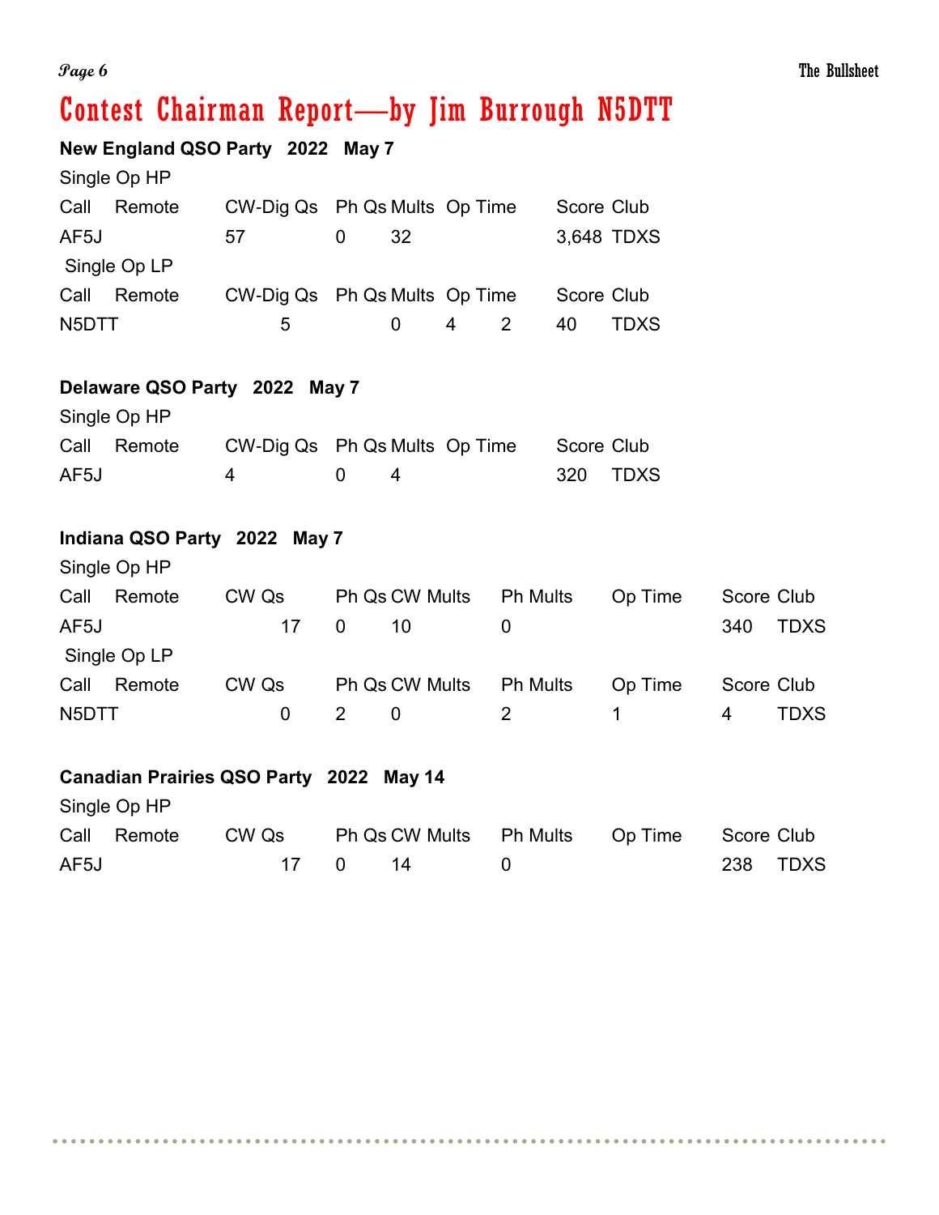# Contest Chairman Report—by Jim Burrough N5DTT

**New England QSO Party 2022 May 7**

Single Op HP

| Call | Remote | CW-Dig Qs | Ph Qs | Mults | Op Time | Score | Club |
|---|---|---|---|---|---|---|---|
| AF5J | | 57 | 0 | 32 | | 3,648 | TDXS |

Single Op LP

| Call | Remote | CW-Dig Qs | Ph Qs | Mults | Op Time | Score | Club |
|---|---|---|---|---|---|---|---|
| N5DTT | | 5 | 0 | 4 | 2 | 40 | TDXS |

**Delaware QSO Party 2022 May 7**

Single Op HP

| Call | Remote | CW-Dig Qs | Ph Qs | Mults | Op Time | Score | Club |
|---|---|---|---|---|---|---|---|
| AF5J | | 4 | 0 | 4 | | 320 | TDXS |

**Indiana QSO Party 2022 May 7**

Single Op HP

| Call | Remote | CW Qs | Ph Qs | CW Mults | Ph Mults | Op Time | Score | Club |
|---|---|---|---|---|---|---|---|---|
| AF5J | | 17 | 0 | 10 | 0 | | 340 | TDXS |

Single Op LP

| Call | Remote | CW Qs | Ph Qs | CW Mults | Ph Mults | Op Time | Score | Club |
|---|---|---|---|---|---|---|---|---|
| N5DTT | | 0 | 2 | 0 | 2 | 1 | 4 | TDXS |

**Canadian Prairies QSO Party 2022 May 14**

Single Op HP

| Call | Remote | CW Qs | Ph Qs | CW Mults | Ph Mults | Op Time | Score | Club |
|---|---|---|---|---|---|---|---|---|
| AF5J | | 17 | 0 | 14 | 0 | | 238 | TDXS |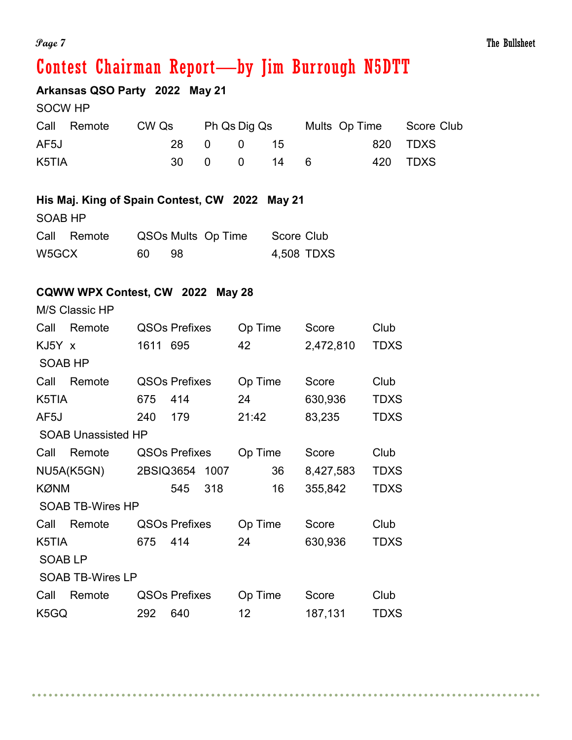# Contest Chairman Report—by Jim Burrough N5DTT

**Arkansas QSO Party 2022 May 21**

SOCW HP

| Call | Remote | CW Qs | Ph Qs | Dig Qs | Mults | Op Time | Score | Club |
|---|---|---|---|---|---|---|---|---|
| AF5J | | 28 | 0 | 0 | 15 | | 820 | TDXS |
| K5TIA | | 30 | 0 | 0 | 14 | 6 | 420 | TDXS |

**His Maj. King of Spain Contest, CW 2022 May 21**

SOAB HP

| Call | Remote | QSOs | Mults | Op Time | Score | Club |
|---|---|---|---|---|---|---|
| W5GCX | | 60 | 98 | | 4,508 | TDXS |

**CQWW WPX Contest, CW 2022 May 28**

M/S Classic HP

| Call | Remote | QSOs | Prefixes | Op Time | Score | Club |
|---|---|---|---|---|---|---|
| KJ5Y | x | 1611 | 695 | 42 | 2,472,810 | TDXS |

SOAB HP

| Call | Remote | QSOs | Prefixes | Op Time | Score | Club |
|---|---|---|---|---|---|---|
| K5TIA | | 675 | 414 | 24 | 630,936 | TDXS |
| AF5J | | 240 | 179 | 21:42 | 83,235 | TDXS |

SOAB Unassisted HP

| Call | Remote | QSOs | Prefixes | Op Time | Score | Club |
|---|---|---|---|---|---|---|
| NU5A(K5GN) | | 2BSIQ3654 | 1007 | 36 | 8,427,583 | TDXS |
| KØNM | | 545 | 318 | 16 | 355,842 | TDXS |

SOAB TB-Wires HP

| Call | Remote | QSOs | Prefixes | Op Time | Score | Club |
|---|---|---|---|---|---|---|
| K5TIA | | 675 | 414 | 24 | 630,936 | TDXS |

SOAB LP

SOAB TB-Wires LP

| Call | Remote | QSOs | Prefixes | Op Time | Score | Club |
|---|---|---|---|---|---|---|
| K5GQ | | 292 | 640 | 12 | 187,131 | TDXS |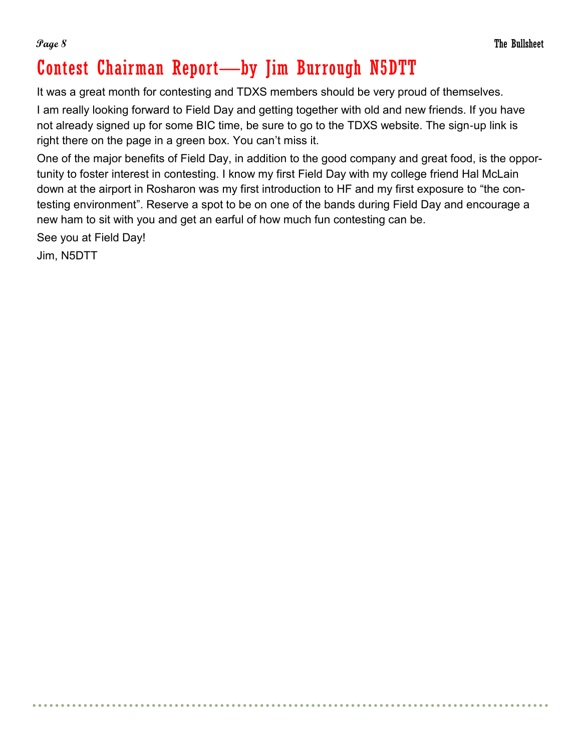# Contest Chairman Report—by Jim Burrough N5DTT

It was a great month for contesting and TDXS members should be very proud of themselves.

I am really looking forward to Field Day and getting together with old and new friends. If you have not already signed up for some BIC time, be sure to go to the TDXS website. The sign-up link is right there on the page in a green box. You can't miss it.

One of the major benefits of Field Day, in addition to the good company and great food, is the opportunity to foster interest in contesting. I know my first Field Day with my college friend Hal McLain down at the airport in Rosharon was my first introduction to HF and my first exposure to "the contesting environment". Reserve a spot to be on one of the bands during Field Day and encourage a new ham to sit with you and get an earful of how much fun contesting can be.

See you at Field Day!

Jim, N5DTT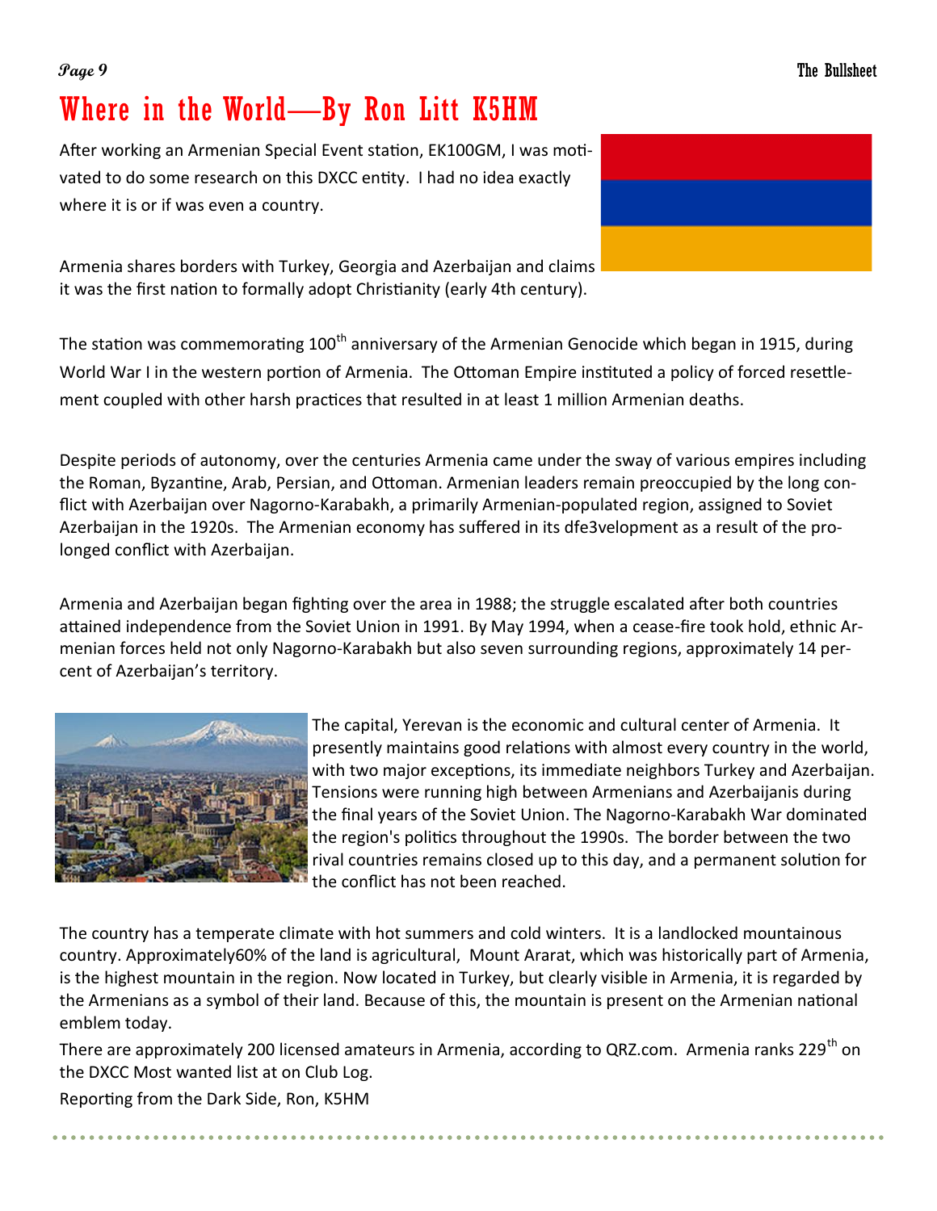# Where in the World—By Ron Litt K5HM

After working an Armenian Special Event station, EK100GM, I was motivated to do some research on this DXCC entity. I had no idea exactly where it is or if was even a country.

Armenia shares borders with Turkey, Georgia and Azerbaijan and claims it was the first nation to formally adopt Christianity (early 4th century).

The station was commemorating 100th anniversary of the Armenian Genocide which began in 1915, during World War I in the western portion of Armenia. The Ottoman Empire instituted a policy of forced resettlement coupled with other harsh practices that resulted in at least 1 million Armenian deaths.

Despite periods of autonomy, over the centuries Armenia came under the sway of various empires including the Roman, Byzantine, Arab, Persian, and Ottoman. Armenian leaders remain preoccupied by the long conflict with Azerbaijan over Nagorno-Karabakh, a primarily Armenian-populated region, assigned to Soviet Azerbaijan in the 1920s. The Armenian economy has suffered in its dfe3velopment as a result of the prolonged conflict with Azerbaijan.

Armenia and Azerbaijan began fighting over the area in 1988; the struggle escalated after both countries attained independence from the Soviet Union in 1991. By May 1994, when a cease-fire took hold, ethnic Armenian forces held not only Nagorno-Karabakh but also seven surrounding regions, approximately 14 percent of Azerbaijan's territory.

The capital, Yerevan is the economic and cultural center of Armenia. It presently maintains good relations with almost every country in the world, with two major exceptions, its immediate neighbors Turkey and Azerbaijan. Tensions were running high between Armenians and Azerbaijanis during the final years of the Soviet Union. The Nagorno-Karabakh War dominated the region's politics throughout the 1990s. The border between the two rival countries remains closed up to this day, and a permanent solution for the conflict has not been reached.

The country has a temperate climate with hot summers and cold winters. It is a landlocked mountainous country. Approximately60% of the land is agricultural, Mount Ararat, which was historically part of Armenia, is the highest mountain in the region. Now located in Turkey, but clearly visible in Armenia, it is regarded by the Armenians as a symbol of their land. Because of this, the mountain is present on the Armenian national emblem today.

There are approximately 200 licensed amateurs in Armenia, according to QRZ.com. Armenia ranks 229th on the DXCC Most wanted list at on Club Log.

Reporting from the Dark Side, Ron, K5HM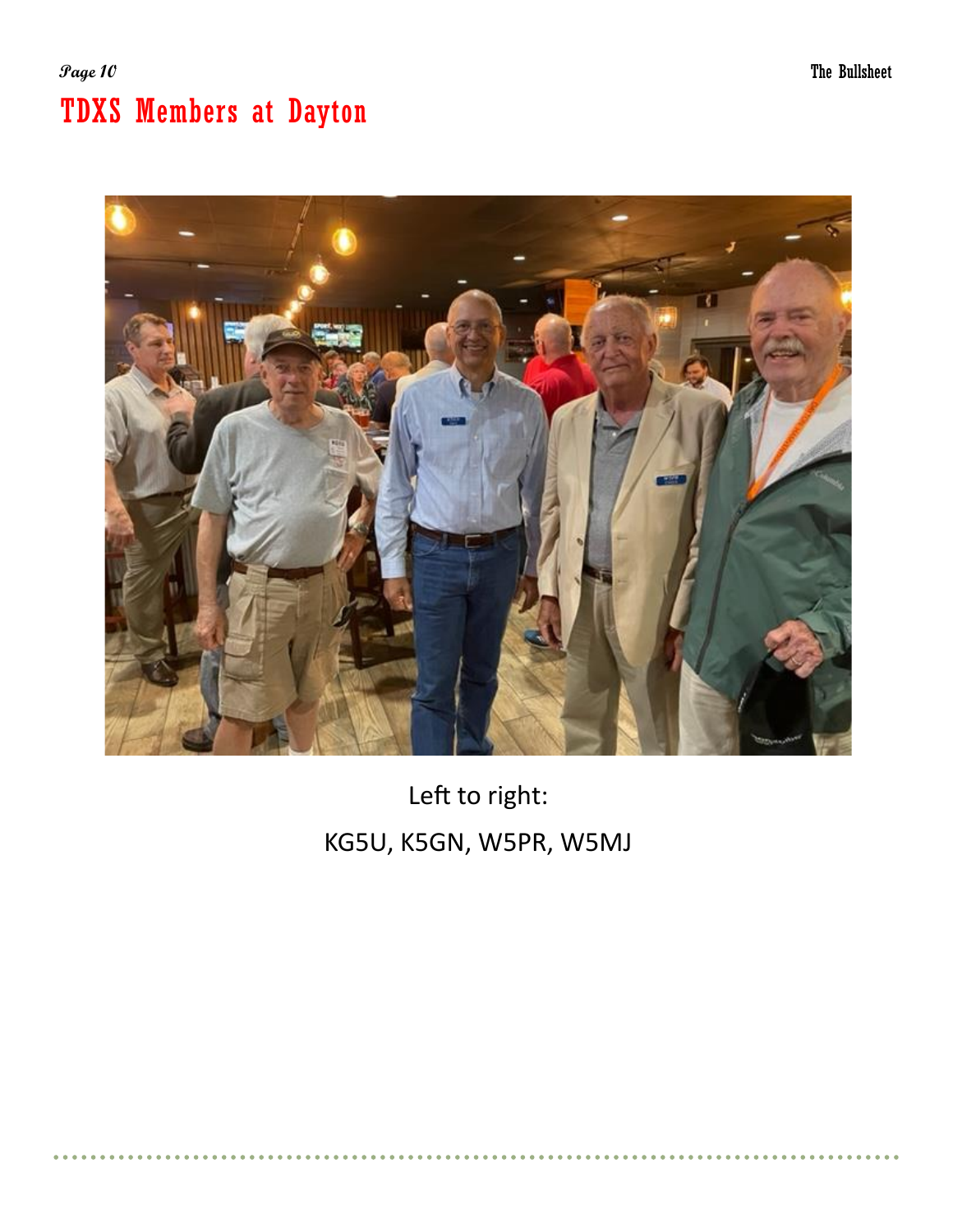# TDXS Members at Dayton

Left to right:

KG5U, K5GN, W5PR, W5MJ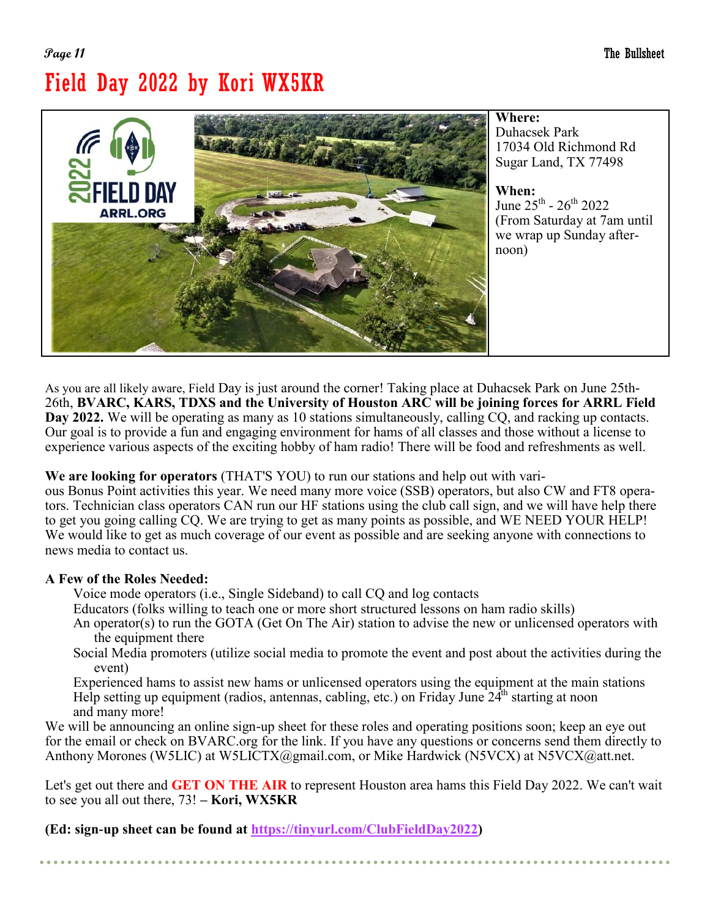# Field Day 2022 by Kori WX5KR

**Where:**
Duhacsek Park
17034 Old Richmond Rd
Sugar Land, TX 77498

**When:**
June 25th - 26th 2022
(From Saturday at 7am until we wrap up Sunday afternoon)

As you are all likely aware, Field Day is just around the corner! Taking place at Duhacsek Park on June 25th-26th, **BVARC, KARS, TDXS and the University of Houston ARC will be joining forces for ARRL Field Day 2022.** We will be operating as many as 10 stations simultaneously, calling CQ, and racking up contacts. Our goal is to provide a fun and engaging environment for hams of all classes and those without a license to experience various aspects of the exciting hobby of ham radio! There will be food and refreshments as well.

**We are looking for operators** (THAT'S YOU) to run our stations and help out with various Bonus Point activities this year. We need many more voice (SSB) operators, but also CW and FT8 operators. Technician class operators CAN run our HF stations using the club call sign, and we will have help there to get you going calling CQ. We are trying to get as many points as possible, and WE NEED YOUR HELP! We would like to get as much coverage of our event as possible and are seeking anyone with connections to news media to contact us.

**A Few of the Roles Needed:**

- Voice mode operators (i.e., Single Sideband) to call CQ and log contacts
- Educators (folks willing to teach one or more short structured lessons on ham radio skills)
- An operator(s) to run the GOTA (Get On The Air) station to advise the new or unlicensed operators with the equipment there
- Social Media promoters (utilize social media to promote the event and post about the activities during the event)
- Experienced hams to assist new hams or unlicensed operators using the equipment at the main stations
- Help setting up equipment (radios, antennas, cabling, etc.) on Friday June 24th starting at noon
- and many more!

We will be announcing an online sign-up sheet for these roles and operating positions soon; keep an eye out for the email or check on BVARC.org for the link. If you have any questions or concerns send them directly to Anthony Morones (W5LIC) at W5LICTX@gmail.com, or Mike Hardwick (N5VCX) at N5VCX@att.net.

Let's get out there and **GET ON THE AIR** to represent Houston area hams this Field Day 2022. We can't wait to see you all out there, 73! **– Kori, WX5KR**

**(Ed: sign-up sheet can be found at [https://tinyurl.com/ClubFieldDay2022](https://tinyurl.com/ClubFieldDay2022))**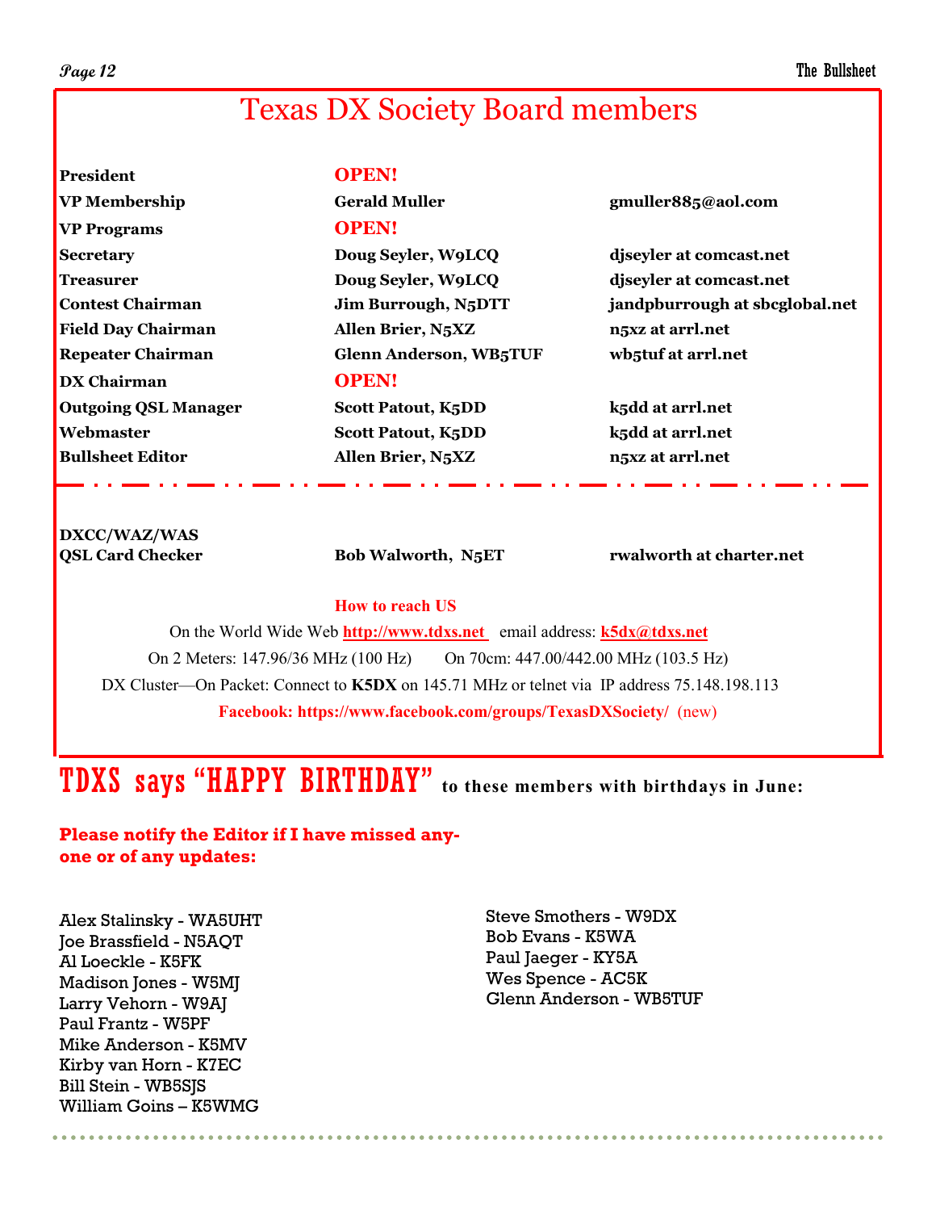# Texas DX Society Board members

| | | |
|---|---|---|
| **President** | **OPEN!** | |
| **VP Membership** | **Gerald Muller** | **gmuller885@aol.com** |
| **VP Programs** | **OPEN!** | |
| **Secretary** | **Doug Seyler, W9LCQ** | **djseyler at comcast.net** |
| **Treasurer** | **Doug Seyler, W9LCQ** | **djseyler at comcast.net** |
| **Contest Chairman** | **Jim Burrough, N5DTT** | **jandpburrough at sbcglobal.net** |
| **Field Day Chairman** | **Allen Brier, N5XZ** | **n5xz at arrl.net** |
| **Repeater Chairman** | **Glenn Anderson, WB5TUF** | **wb5tuf at arrl.net** |
| **DX Chairman** | **OPEN!** | |
| **Outgoing QSL Manager** | **Scott Patout, K5DD** | **k5dd at arrl.net** |
| **Webmaster** | **Scott Patout, K5DD** | **k5dd at arrl.net** |
| **Bullsheet Editor** | **Allen Brier, N5XZ** | **n5xz at arrl.net** |

| | | |
|---|---|---|
| **DXCC/WAZ/WAS QSL Card Checker** | **Bob Walworth, N5ET** | **rwalworth at charter.net** |

**How to reach US**

On the World Wide Web **http://www.tdxs.net** email address: **k5dx@tdxs.net**

On 2 Meters: 147.96/36 MHz (100 Hz) On 70cm: 447.00/442.00 MHz (103.5 Hz)

DX Cluster—On Packet: Connect to **K5DX** on 145.71 MHz or telnet via IP address 75.148.198.113

**Facebook: https://www.facebook.com/groups/TexasDXSociety/** (new)

## TDXS says "HAPPY BIRTHDAY" to these members with birthdays in June:

**Please notify the Editor if I have missed anyone or of any updates:**

Alex Stalinsky - WA5UHT
Joe Brassfield - N5AQT
Al Loeckle - K5FK
Madison Jones - W5MJ
Larry Vehorn - W9AJ
Paul Frantz - W5PF
Mike Anderson - K5MV
Kirby van Horn - K7EC
Bill Stein - WB5SJS
William Goins – K5WMG
Steve Smothers - W9DX
Bob Evans - K5WA
Paul Jaeger - KY5A
Wes Spence - AC5K
Glenn Anderson - WB5TUF